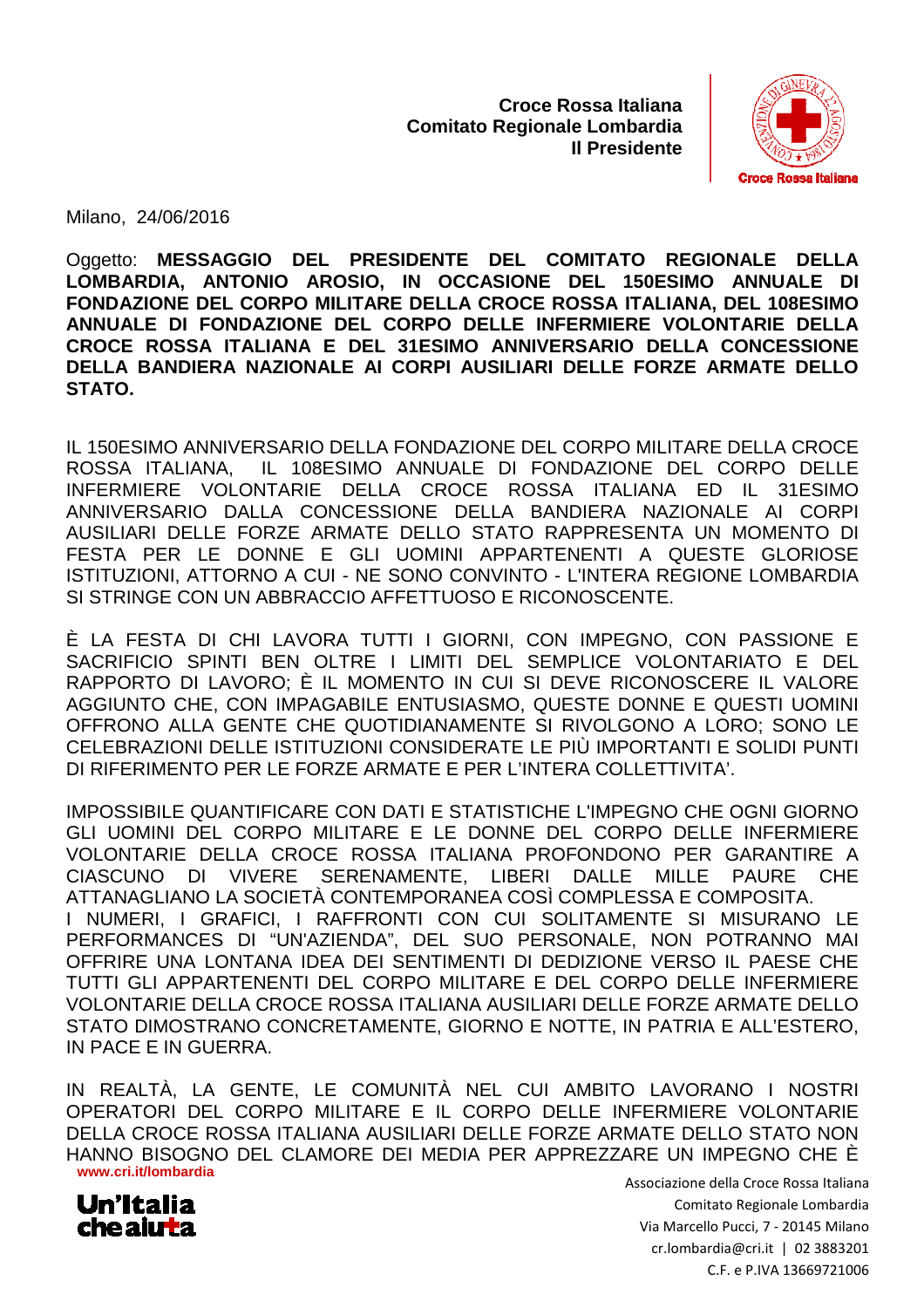**Croce Rossa Italiana**
**Comitato Regionale Lombardia**
**Il Presidente**

Milano, 24/06/2016

Oggetto: **MESSAGGIO DEL PRESIDENTE DEL COMITATO REGIONALE DELLA LOMBARDIA, ANTONIO AROSIO, IN OCCASIONE DEL 150ESIMO ANNUALE DI FONDAZIONE DEL CORPO MILITARE DELLA CROCE ROSSA ITALIANA, DEL 108ESIMO ANNUALE DI FONDAZIONE DEL CORPO DELLE INFERMIERE VOLONTARIE DELLA CROCE ROSSA ITALIANA E DEL 31ESIMO ANNIVERSARIO DELLA CONCESSIONE DELLA BANDIERA NAZIONALE AI CORPI AUSILIARI DELLE FORZE ARMATE DELLO STATO.**

IL 150ESIMO ANNIVERSARIO DELLA FONDAZIONE DEL CORPO MILITARE DELLA CROCE ROSSA ITALIANA, IL 108ESIMO ANNUALE DI FONDAZIONE DEL CORPO DELLE INFERMIERE VOLONTARIE DELLA CROCE ROSSA ITALIANA ED IL 31ESIMO ANNIVERSARIO DALLA CONCESSIONE DELLA BANDIERA NAZIONALE AI CORPI AUSILIARI DELLE FORZE ARMATE DELLO STATO RAPPRESENTA UN MOMENTO DI FESTA PER LE DONNE E GLI UOMINI APPARTENENTI A QUESTE GLORIOSE ISTITUZIONI, ATTORNO A CUI - NE SONO CONVINTO - L'INTERA REGIONE LOMBARDIA SI STRINGE CON UN ABBRACCIO AFFETTUOSO E RICONOSCENTE.

È LA FESTA DI CHI LAVORA TUTTI I GIORNI, CON IMPEGNO, CON PASSIONE E SACRIFICIO SPINTI BEN OLTRE I LIMITI DEL SEMPLICE VOLONTARIATO E DEL RAPPORTO DI LAVORO; È IL MOMENTO IN CUI SI DEVE RICONOSCERE IL VALORE AGGIUNTO CHE, CON IMPAGABILE ENTUSIASMO, QUESTE DONNE E QUESTI UOMINI OFFRONO ALLA GENTE CHE QUOTIDIANAMENTE SI RIVOLGONO A LORO; SONO LE CELEBRAZIONI DELLE ISTITUZIONI CONSIDERATE LE PIÙ IMPORTANTI E SOLIDI PUNTI DI RIFERIMENTO PER LE FORZE ARMATE E PER L'INTERA COLLETTIVITA'.

IMPOSSIBILE QUANTIFICARE CON DATI E STATISTICHE L'IMPEGNO CHE OGNI GIORNO GLI UOMINI DEL CORPO MILITARE E LE DONNE DEL CORPO DELLE INFERMIERE VOLONTARIE DELLA CROCE ROSSA ITALIANA PROFONDONO PER GARANTIRE A CIASCUNO DI VIVERE SERENAMENTE, LIBERI DALLE MILLE PAURE CHE ATTANAGLIANO LA SOCIETÀ CONTEMPORANEA COSÌ COMPLESSA E COMPOSITA.
I NUMERI, I GRAFICI, I RAFFRONTI CON CUI SOLITAMENTE SI MISURANO LE PERFORMANCES DI "UN'AZIENDA", DEL SUO PERSONALE, NON POTRANNO MAI OFFRIRE UNA LONTANA IDEA DEI SENTIMENTI DI DEDIZIONE VERSO IL PAESE CHE TUTTI GLI APPARTENENTI DEL CORPO MILITARE E DEL CORPO DELLE INFERMIERE VOLONTARIE DELLA CROCE ROSSA ITALIANA AUSILIARI DELLE FORZE ARMATE DELLO STATO DIMOSTRANO CONCRETAMENTE, GIORNO E NOTTE, IN PATRIA E ALL'ESTERO, IN PACE E IN GUERRA.

IN REALTÀ, LA GENTE, LE COMUNITÀ NEL CUI AMBITO LAVORANO I NOSTRI OPERATORI DEL CORPO MILITARE E IL CORPO DELLE INFERMIERE VOLONTARIE DELLA CROCE ROSSA ITALIANA AUSILIARI DELLE FORZE ARMATE DELLO STATO NON HANNO BISOGNO DEL CLAMORE DEI MEDIA PER APPREZZARE UN IMPEGNO CHE È

www.cri.it/lombardia

Un'Italia che aiuta

Associazione della Croce Rossa Italiana
Comitato Regionale Lombardia
Via Marcello Pucci, 7 - 20145 Milano
cr.lombardia@cri.it | 02 3883201
C.F. e P.IVA 13669721006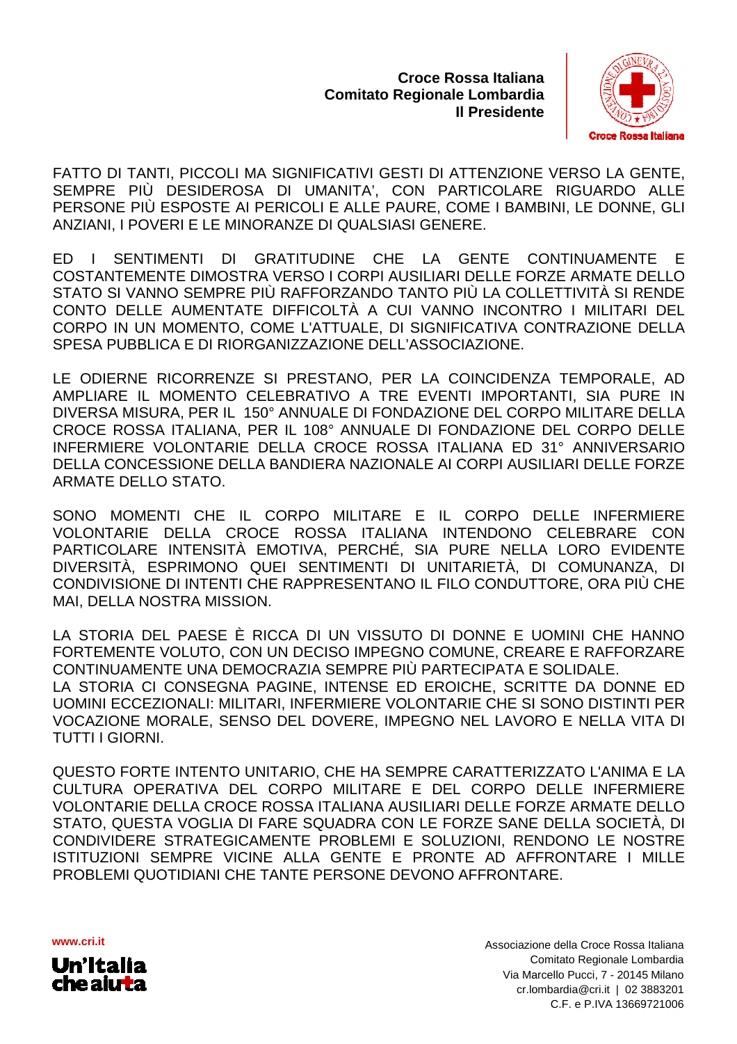FATTO DI TANTI, PICCOLI MA SIGNIFICATIVI GESTI DI ATTENZIONE VERSO LA GENTE, SEMPRE PIÙ DESIDEROSA DI UMANITA', CON PARTICOLARE RIGUARDO ALLE PERSONE PIÙ ESPOSTE AI PERICOLI E ALLE PAURE, COME I BAMBINI, LE DONNE, GLI ANZIANI, I POVERI E LE MINORANZE DI QUALSIASI GENERE.

ED I SENTIMENTI DI GRATITUDINE CHE LA GENTE CONTINUAMENTE E COSTANTEMENTE DIMOSTRA VERSO I CORPI AUSILIARI DELLE FORZE ARMATE DELLO STATO SI VANNO SEMPRE PIÙ RAFFORZANDO TANTO PIÙ LA COLLETTIVITÀ SI RENDE CONTO DELLE AUMENTATE DIFFICOLTÀ A CUI VANNO INCONTRO I MILITARI DEL CORPO IN UN MOMENTO, COME L'ATTUALE, DI SIGNIFICATIVA CONTRAZIONE DELLA SPESA PUBBLICA E DI RIORGANIZZAZIONE DELL'ASSOCIAZIONE.

LE ODIERNE RICORRENZE SI PRESTANO, PER LA COINCIDENZA TEMPORALE, AD AMPLIARE IL MOMENTO CELEBRATIVO A TRE EVENTI IMPORTANTI, SIA PURE IN DIVERSA MISURA, PER IL 150° ANNUALE DI FONDAZIONE DEL CORPO MILITARE DELLA CROCE ROSSA ITALIANA, PER IL 108° ANNUALE DI FONDAZIONE DEL CORPO DELLE INFERMIERE VOLONTARIE DELLA CROCE ROSSA ITALIANA ED 31° ANNIVERSARIO DELLA CONCESSIONE DELLA BANDIERA NAZIONALE AI CORPI AUSILIARI DELLE FORZE ARMATE DELLO STATO.

SONO MOMENTI CHE IL CORPO MILITARE E IL CORPO DELLE INFERMIERE VOLONTARIE DELLA CROCE ROSSA ITALIANA INTENDONO CELEBRARE CON PARTICOLARE INTENSITÀ EMOTIVA, PERCHÉ, SIA PURE NELLA LORO EVIDENTE DIVERSITÀ, ESPRIMONO QUEI SENTIMENTI DI UNITARIETÀ, DI COMUNANZA, DI CONDIVISIONE DI INTENTI CHE RAPPRESENTANO IL FILO CONDUTTORE, ORA PIÙ CHE MAI, DELLA NOSTRA MISSION.

LA STORIA DEL PAESE È RICCA DI UN VISSUTO DI DONNE E UOMINI CHE HANNO FORTEMENTE VOLUTO, CON UN DECISO IMPEGNO COMUNE, CREARE E RAFFORZARE CONTINUAMENTE UNA DEMOCRAZIA SEMPRE PIÙ PARTECIPATA E SOLIDALE.
LA STORIA CI CONSEGNA PAGINE, INTENSE ED EROICHE, SCRITTE DA DONNE ED UOMINI ECCEZIONALI: MILITARI, INFERMIERE VOLONTARIE CHE SI SONO DISTINTI PER VOCAZIONE MORALE, SENSO DEL DOVERE, IMPEGNO NEL LAVORO E NELLA VITA DI TUTTI I GIORNI.

QUESTO FORTE INTENTO UNITARIO, CHE HA SEMPRE CARATTERIZZATO L'ANIMA E LA CULTURA OPERATIVA DEL CORPO MILITARE E DEL CORPO DELLE INFERMIERE VOLONTARIE DELLA CROCE ROSSA ITALIANA AUSILIARI DELLE FORZE ARMATE DELLO STATO, QUESTA VOGLIA DI FARE SQUADRA CON LE FORZE SANE DELLA SOCIETÀ, DI CONDIVIDERE STRATEGICAMENTE PROBLEMI E SOLUZIONI, RENDONO LE NOSTRE ISTITUZIONI SEMPRE VICINE ALLA GENTE E PRONTE AD AFFRONTARE I MILLE PROBLEMI QUOTIDIANI CHE TANTE PERSONE DEVONO AFFRONTARE.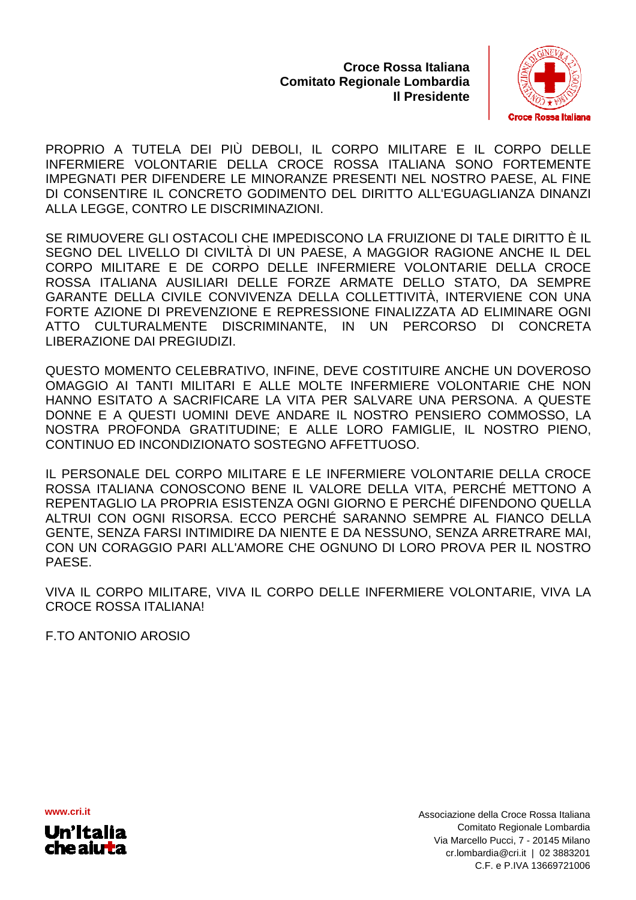**Croce Rossa Italiana**
**Comitato Regionale Lombardia**
**Il Presidente**

PROPRIO A TUTELA DEI PIÙ DEBOLI, IL CORPO MILITARE E IL CORPO DELLE INFERMIERE VOLONTARIE DELLA CROCE ROSSA ITALIANA SONO FORTEMENTE IMPEGNATI PER DIFENDERE LE MINORANZE PRESENTI NEL NOSTRO PAESE, AL FINE DI CONSENTIRE IL CONCRETO GODIMENTO DEL DIRITTO ALL'EGUAGLIANZA DINANZI ALLA LEGGE, CONTRO LE DISCRIMINAZIONI.

SE RIMUOVERE GLI OSTACOLI CHE IMPEDISCONO LA FRUIZIONE DI TALE DIRITTO È IL SEGNO DEL LIVELLO DI CIVILTÀ DI UN PAESE, A MAGGIOR RAGIONE ANCHE IL DEL CORPO MILITARE E DE CORPO DELLE INFERMIERE VOLONTARIE DELLA CROCE ROSSA ITALIANA AUSILIARI DELLE FORZE ARMATE DELLO STATO, DA SEMPRE GARANTE DELLA CIVILE CONVIVENZA DELLA COLLETTIVITÀ, INTERVIENE CON UNA FORTE AZIONE DI PREVENZIONE E REPRESSIONE FINALIZZATA AD ELIMINARE OGNI ATTO CULTURALMENTE DISCRIMINANTE, IN UN PERCORSO DI CONCRETA LIBERAZIONE DAI PREGIUDIZI.

QUESTO MOMENTO CELEBRATIVO, INFINE, DEVE COSTITUIRE ANCHE UN DOVEROSO OMAGGIO AI TANTI MILITARI E ALLE MOLTE INFERMIERE VOLONTARIE CHE NON HANNO ESITATO A SACRIFICARE LA VITA PER SALVARE UNA PERSONA. A QUESTE DONNE E A QUESTI UOMINI DEVE ANDARE IL NOSTRO PENSIERO COMMOSSO, LA NOSTRA PROFONDA GRATITUDINE; E ALLE LORO FAMIGLIE, IL NOSTRO PIENO, CONTINUO ED INCONDIZIONATO SOSTEGNO AFFETTUOSO.

IL PERSONALE DEL CORPO MILITARE E LE INFERMIERE VOLONTARIE DELLA CROCE ROSSA ITALIANA CONOSCONO BENE IL VALORE DELLA VITA, PERCHÉ METTONO A REPENTAGLIO LA PROPRIA ESISTENZA OGNI GIORNO E PERCHÉ DIFENDONO QUELLA ALTRUI CON OGNI RISORSA. ECCO PERCHÉ SARANNO SEMPRE AL FIANCO DELLA GENTE, SENZA FARSI INTIMIDIRE DA NIENTE E DA NESSUNO, SENZA ARRETRARE MAI, CON UN CORAGGIO PARI ALL'AMORE CHE OGNUNO DI LORO PROVA PER IL NOSTRO PAESE.

VIVA IL CORPO MILITARE, VIVA IL CORPO DELLE INFERMIERE VOLONTARIE, VIVA LA CROCE ROSSA ITALIANA!

F.TO ANTONIO AROSIO

www.cri.it

Un'Italia che aiuta

Associazione della Croce Rossa Italiana
Comitato Regionale Lombardia
Via Marcello Pucci, 7 - 20145 Milano
cr.lombardia@cri.it | 02 3883201
C.F. e P.IVA 13669721006